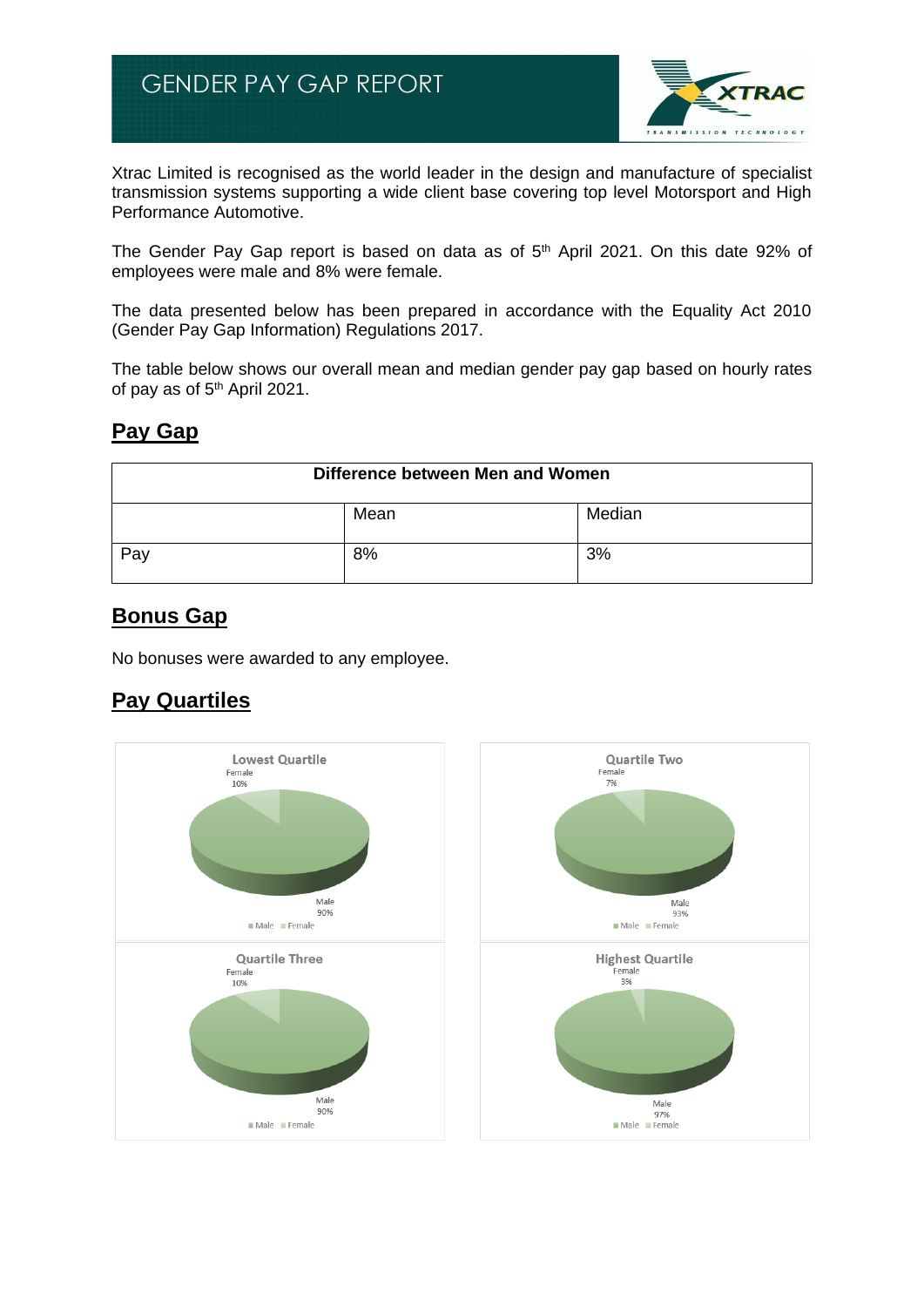# GENDER PAY GAP REPORT

Xtrac Limited is recognised as the world leader in the design and manufacture of specialist transmission systems supporting a wide client base covering top level Motorsport and High Performance Automotive.

The Gender Pay Gap report is based on data as of 5th April 2021. On this date 92% of employees were male and 8% were female.

The data presented below has been prepared in accordance with the Equality Act 2010 (Gender Pay Gap Information) Regulations 2017.

The table below shows our overall mean and median gender pay gap based on hourly rates of pay as of 5th April 2021.

## Pay Gap

| Difference between Men and Women | | |
|---|---|---|
| | Mean | Median |
| Pay | 8% | 3% |

## Bonus Gap

No bonuses were awarded to any employee.

## Pay Quartiles

**Lowest Quartile**
Female 10%
Male 90%

**Quartile Two**
Female 7%
Male 93%

**Quartile Three**
Female 10%
Male 90%

**Highest Quartile**
Female 3%
Male 97%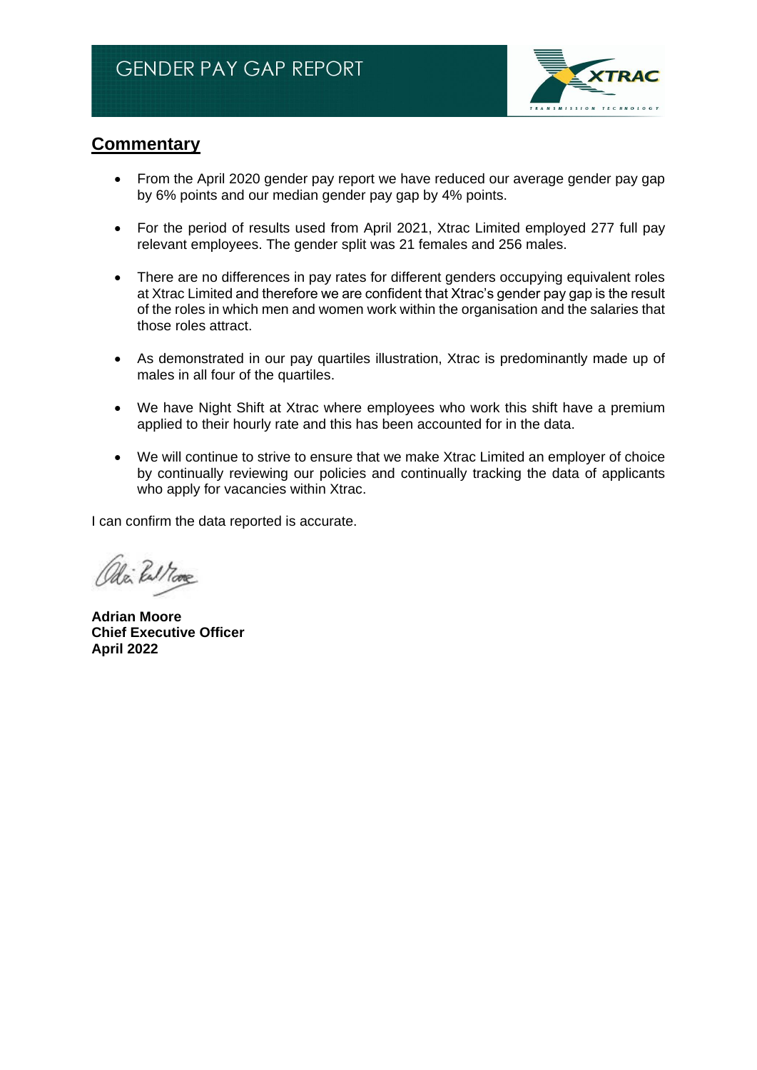# GENDER PAY GAP REPORT

XTRAC
TRANSMISSION TECHNOLOGY

## Commentary

- From the April 2020 gender pay report we have reduced our average gender pay gap by 6% points and our median gender pay gap by 4% points.
- For the period of results used from April 2021, Xtrac Limited employed 277 full pay relevant employees. The gender split was 21 females and 256 males.
- There are no differences in pay rates for different genders occupying equivalent roles at Xtrac Limited and therefore we are confident that Xtrac's gender pay gap is the result of the roles in which men and women work within the organisation and the salaries that those roles attract.
- As demonstrated in our pay quartiles illustration, Xtrac is predominantly made up of males in all four of the quartiles.
- We have Night Shift at Xtrac where employees who work this shift have a premium applied to their hourly rate and this has been accounted for in the data.
- We will continue to strive to ensure that we make Xtrac Limited an employer of choice by continually reviewing our policies and continually tracking the data of applicants who apply for vacancies within Xtrac.

I can confirm the data reported is accurate.

**Adrian Moore**
**Chief Executive Officer**
**April 2022**